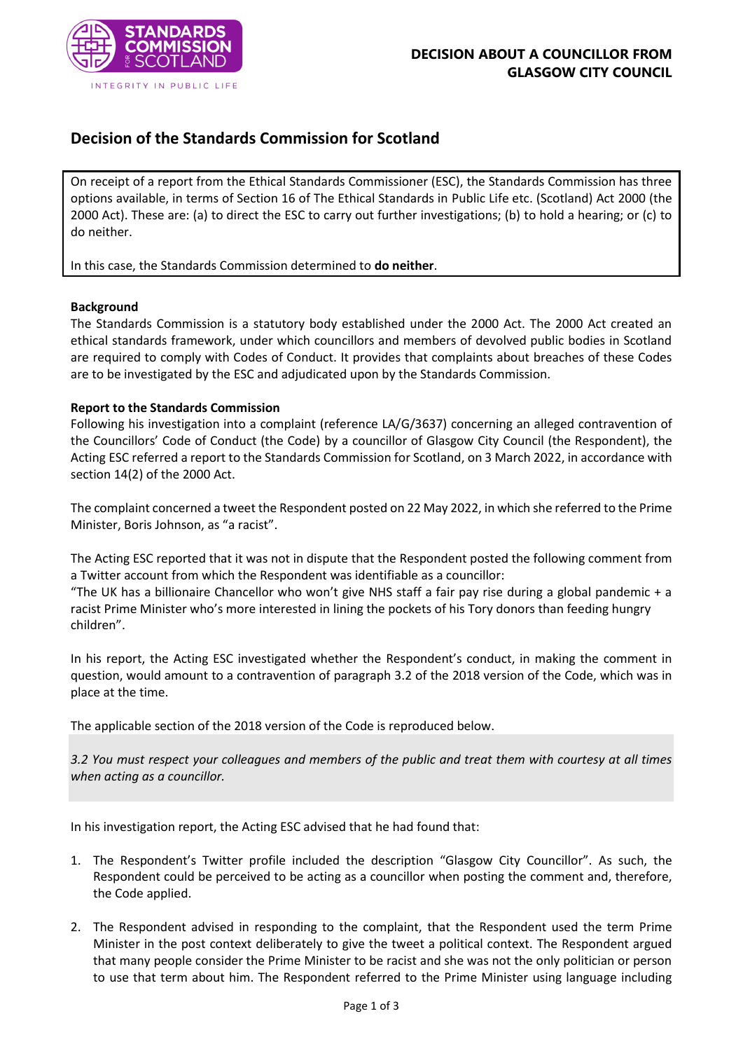**DECISION ABOUT A COUNCILLOR FROM GLASGOW CITY COUNCIL**

# Decision of the Standards Commission for Scotland

On receipt of a report from the Ethical Standards Commissioner (ESC), the Standards Commission has three options available, in terms of Section 16 of The Ethical Standards in Public Life etc. (Scotland) Act 2000 (the 2000 Act). These are: (a) to direct the ESC to carry out further investigations; (b) to hold a hearing; or (c) to do neither.

In this case, the Standards Commission determined to **do neither**.

**Background**

The Standards Commission is a statutory body established under the 2000 Act. The 2000 Act created an ethical standards framework, under which councillors and members of devolved public bodies in Scotland are required to comply with Codes of Conduct. It provides that complaints about breaches of these Codes are to be investigated by the ESC and adjudicated upon by the Standards Commission.

**Report to the Standards Commission**

Following his investigation into a complaint (reference LA/G/3637) concerning an alleged contravention of the Councillors' Code of Conduct (the Code) by a councillor of Glasgow City Council (the Respondent), the Acting ESC referred a report to the Standards Commission for Scotland, on 3 March 2022, in accordance with section 14(2) of the 2000 Act.

The complaint concerned a tweet the Respondent posted on 22 May 2022, in which she referred to the Prime Minister, Boris Johnson, as "a racist".

The Acting ESC reported that it was not in dispute that the Respondent posted the following comment from a Twitter account from which the Respondent was identifiable as a councillor:

"The UK has a billionaire Chancellor who won't give NHS staff a fair pay rise during a global pandemic + a racist Prime Minister who's more interested in lining the pockets of his Tory donors than feeding hungry children".

In his report, the Acting ESC investigated whether the Respondent's conduct, in making the comment in question, would amount to a contravention of paragraph 3.2 of the 2018 version of the Code, which was in place at the time.

The applicable section of the 2018 version of the Code is reproduced below.

> *3.2 You must respect your colleagues and members of the public and treat them with courtesy at all times when acting as a councillor.*

In his investigation report, the Acting ESC advised that he had found that:

1. The Respondent's Twitter profile included the description "Glasgow City Councillor". As such, the Respondent could be perceived to be acting as a councillor when posting the comment and, therefore, the Code applied.

2. The Respondent advised in responding to the complaint, that the Respondent used the term Prime Minister in the post context deliberately to give the tweet a political context. The Respondent argued that many people consider the Prime Minister to be racist and she was not the only politician or person to use that term about him. The Respondent referred to the Prime Minister using language including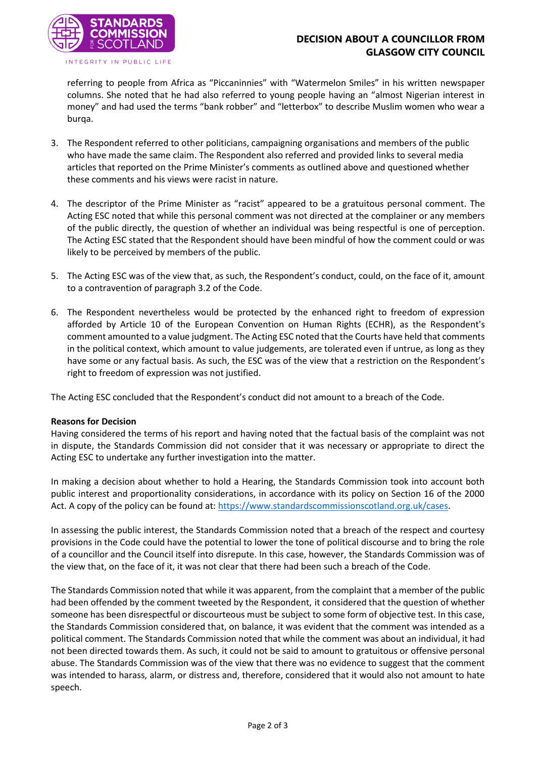referring to people from Africa as "Piccaninnies" with "Watermelon Smiles" in his written newspaper columns. She noted that he had also referred to young people having an "almost Nigerian interest in money" and had used the terms "bank robber" and "letterbox" to describe Muslim women who wear a burqa.

3. The Respondent referred to other politicians, campaigning organisations and members of the public who have made the same claim. The Respondent also referred and provided links to several media articles that reported on the Prime Minister's comments as outlined above and questioned whether these comments and his views were racist in nature.

4. The descriptor of the Prime Minister as "racist" appeared to be a gratuitous personal comment. The Acting ESC noted that while this personal comment was not directed at the complainer or any members of the public directly, the question of whether an individual was being respectful is one of perception. The Acting ESC stated that the Respondent should have been mindful of how the comment could or was likely to be perceived by members of the public.

5. The Acting ESC was of the view that, as such, the Respondent's conduct, could, on the face of it, amount to a contravention of paragraph 3.2 of the Code.

6. The Respondent nevertheless would be protected by the enhanced right to freedom of expression afforded by Article 10 of the European Convention on Human Rights (ECHR), as the Respondent's comment amounted to a value judgment. The Acting ESC noted that the Courts have held that comments in the political context, which amount to value judgements, are tolerated even if untrue, as long as they have some or any factual basis. As such, the ESC was of the view that a restriction on the Respondent's right to freedom of expression was not justified.

The Acting ESC concluded that the Respondent's conduct did not amount to a breach of the Code.

**Reasons for Decision**

Having considered the terms of his report and having noted that the factual basis of the complaint was not in dispute, the Standards Commission did not consider that it was necessary or appropriate to direct the Acting ESC to undertake any further investigation into the matter.

In making a decision about whether to hold a Hearing, the Standards Commission took into account both public interest and proportionality considerations, in accordance with its policy on Section 16 of the 2000 Act. A copy of the policy can be found at: https://www.standardscommissionscotland.org.uk/cases.

In assessing the public interest, the Standards Commission noted that a breach of the respect and courtesy provisions in the Code could have the potential to lower the tone of political discourse and to bring the role of a councillor and the Council itself into disrepute. In this case, however, the Standards Commission was of the view that, on the face of it, it was not clear that there had been such a breach of the Code.

The Standards Commission noted that while it was apparent, from the complaint that a member of the public had been offended by the comment tweeted by the Respondent, it considered that the question of whether someone has been disrespectful or discourteous must be subject to some form of objective test. In this case, the Standards Commission considered that, on balance, it was evident that the comment was intended as a political comment. The Standards Commission noted that while the comment was about an individual, it had not been directed towards them. As such, it could not be said to amount to gratuitous or offensive personal abuse. The Standards Commission was of the view that there was no evidence to suggest that the comment was intended to harass, alarm, or distress and, therefore, considered that it would also not amount to hate speech.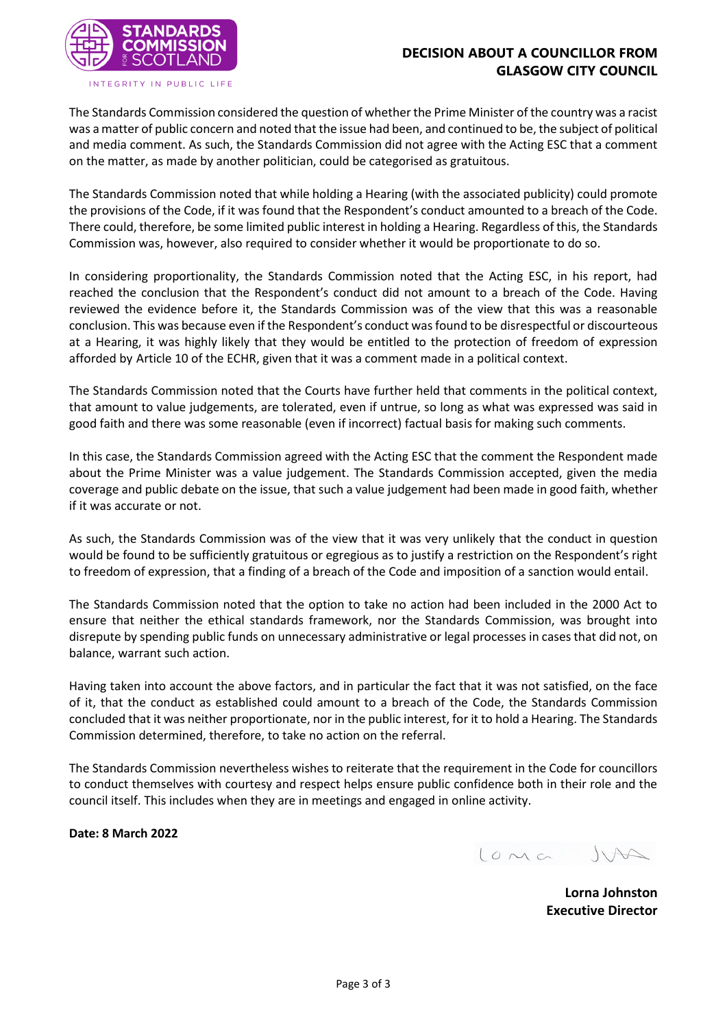# DECISION ABOUT A COUNCILLOR FROM GLASGOW CITY COUNCIL

The Standards Commission considered the question of whether the Prime Minister of the country was a racist was a matter of public concern and noted that the issue had been, and continued to be, the subject of political and media comment. As such, the Standards Commission did not agree with the Acting ESC that a comment on the matter, as made by another politician, could be categorised as gratuitous.

The Standards Commission noted that while holding a Hearing (with the associated publicity) could promote the provisions of the Code, if it was found that the Respondent's conduct amounted to a breach of the Code. There could, therefore, be some limited public interest in holding a Hearing. Regardless of this, the Standards Commission was, however, also required to consider whether it would be proportionate to do so.

In considering proportionality, the Standards Commission noted that the Acting ESC, in his report, had reached the conclusion that the Respondent's conduct did not amount to a breach of the Code. Having reviewed the evidence before it, the Standards Commission was of the view that this was a reasonable conclusion. This was because even if the Respondent's conduct was found to be disrespectful or discourteous at a Hearing, it was highly likely that they would be entitled to the protection of freedom of expression afforded by Article 10 of the ECHR, given that it was a comment made in a political context.

The Standards Commission noted that the Courts have further held that comments in the political context, that amount to value judgements, are tolerated, even if untrue, so long as what was expressed was said in good faith and there was some reasonable (even if incorrect) factual basis for making such comments.

In this case, the Standards Commission agreed with the Acting ESC that the comment the Respondent made about the Prime Minister was a value judgement. The Standards Commission accepted, given the media coverage and public debate on the issue, that such a value judgement had been made in good faith, whether if it was accurate or not.

As such, the Standards Commission was of the view that it was very unlikely that the conduct in question would be found to be sufficiently gratuitous or egregious as to justify a restriction on the Respondent's right to freedom of expression, that a finding of a breach of the Code and imposition of a sanction would entail.

The Standards Commission noted that the option to take no action had been included in the 2000 Act to ensure that neither the ethical standards framework, nor the Standards Commission, was brought into disrepute by spending public funds on unnecessary administrative or legal processes in cases that did not, on balance, warrant such action.

Having taken into account the above factors, and in particular the fact that it was not satisfied, on the face of it, that the conduct as established could amount to a breach of the Code, the Standards Commission concluded that it was neither proportionate, nor in the public interest, for it to hold a Hearing. The Standards Commission determined, therefore, to take no action on the referral.

The Standards Commission nevertheless wishes to reiterate that the requirement in the Code for councillors to conduct themselves with courtesy and respect helps ensure public confidence both in their role and the council itself. This includes when they are in meetings and engaged in online activity.

**Date: 8 March 2022**

**Lorna Johnston**
**Executive Director**